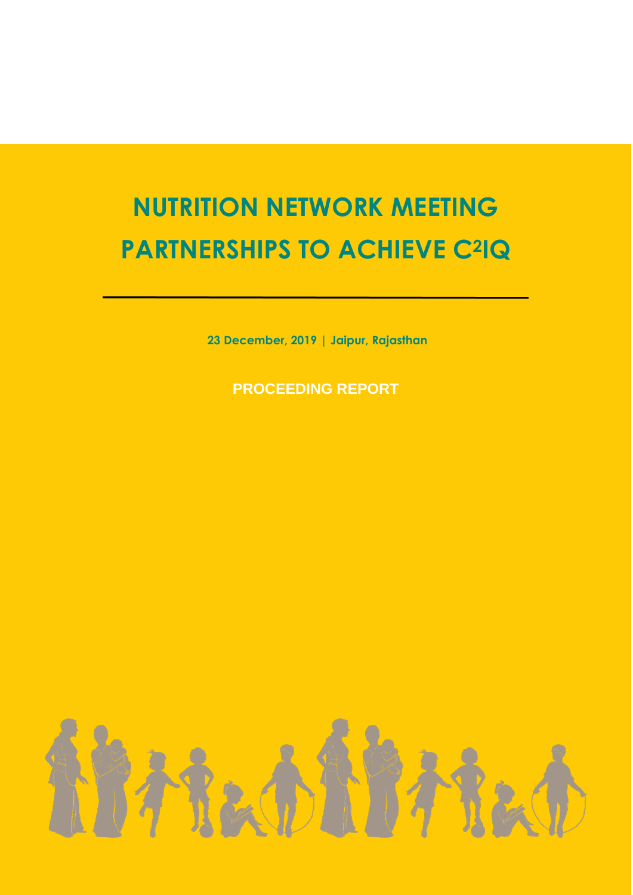# NUTRITION NETWORK MEETING

# PARTNERSHIPS TO ACHIEVE C$^2$IQ

**23 December, 2019 | Jaipur, Rajasthan**

**PROCEEDING REPORT**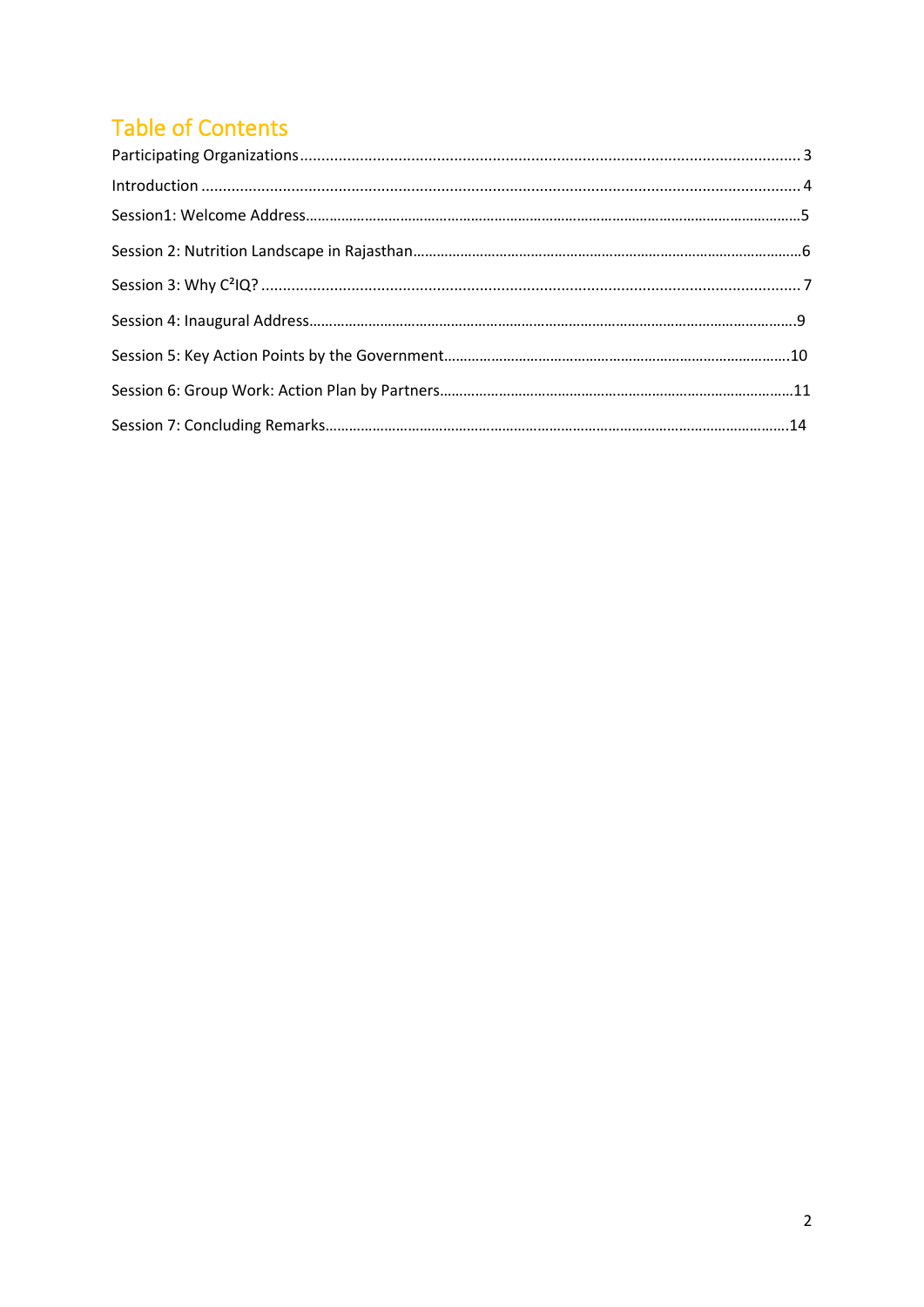# Table of Contents

Participating Organizations ..... 3

Introduction ..... 4

Session1: Welcome Address ..... 5

Session 2: Nutrition Landscape in Rajasthan ..... 6

Session 3: Why C²IQ? ..... 7

Session 4: Inaugural Address ..... 9

Session 5: Key Action Points by the Government ..... 10

Session 6: Group Work: Action Plan by Partners ..... 11

Session 7: Concluding Remarks ..... 14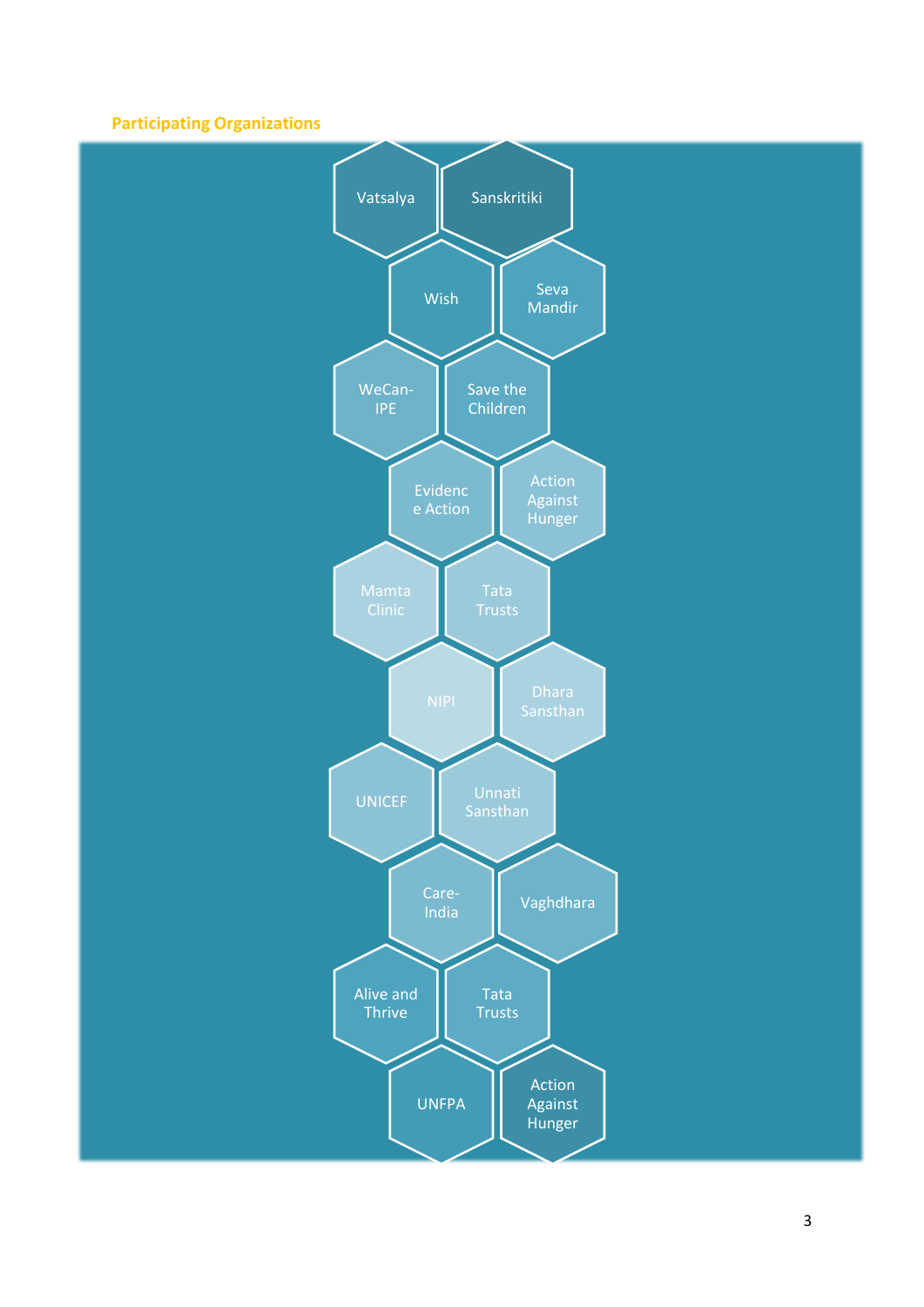## Participating Organizations

Vatsalya
Sanskritiki
Wish
Seva Mandir
WeCan-IPE
Save the Children
Evidence Action
Action Against Hunger
Mamta Clinic
Tata Trusts
NIPI
Dhara Sansthan
UNICEF
Unnati Sansthan
Care-India
Vaghdhara
Alive and Thrive
Tata Trusts
UNFPA
Action Against Hunger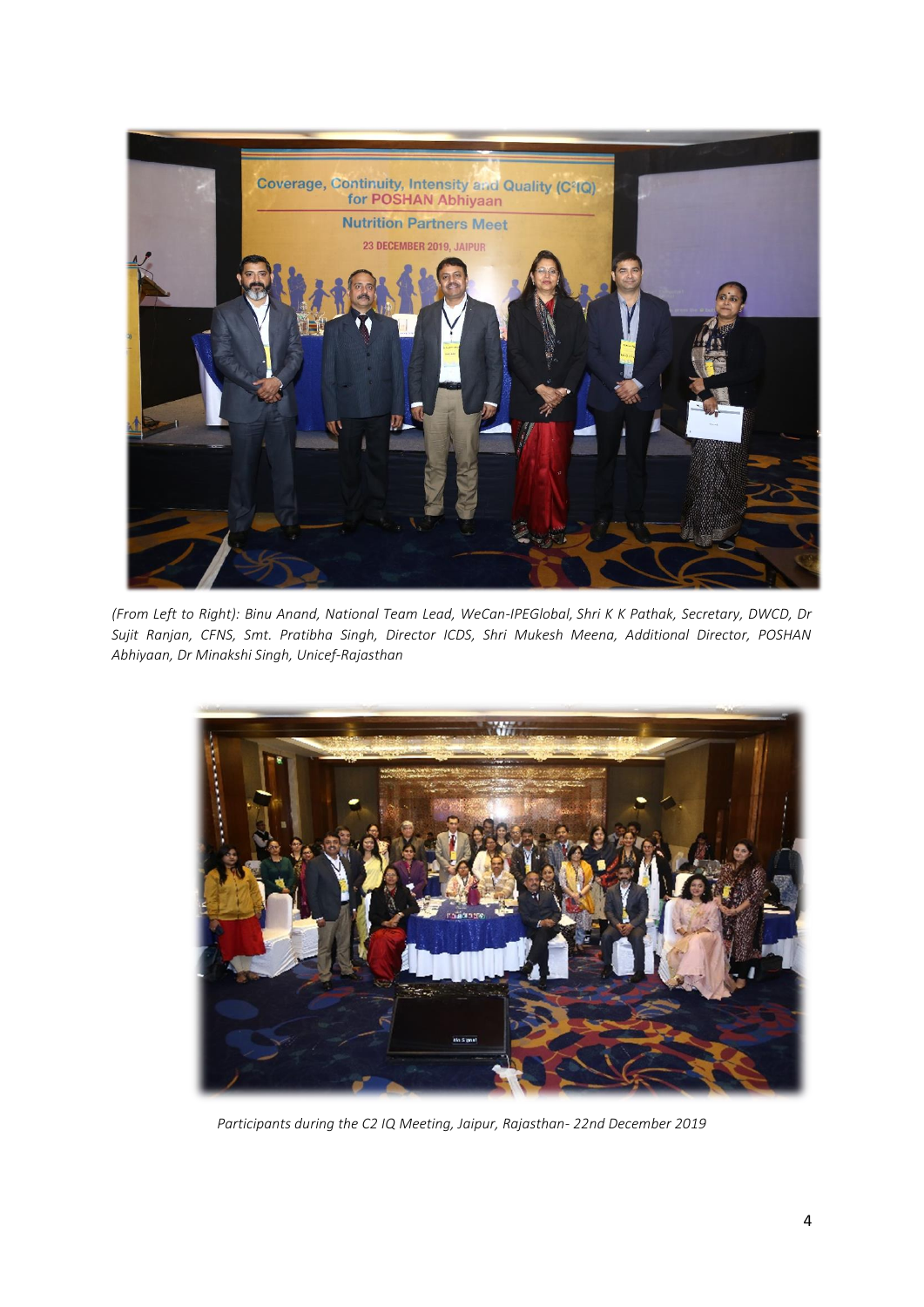*(From Left to Right): Binu Anand, National Team Lead, WeCan-IPEGlobal, Shri K K Pathak, Secretary, DWCD, Dr Sujit Ranjan, CFNS, Smt. Pratibha Singh, Director ICDS, Shri Mukesh Meena, Additional Director, POSHAN Abhiyaan, Dr Minakshi Singh, Unicef-Rajasthan*

*Participants during the C2 IQ Meeting, Jaipur, Rajasthan- 22nd December 2019*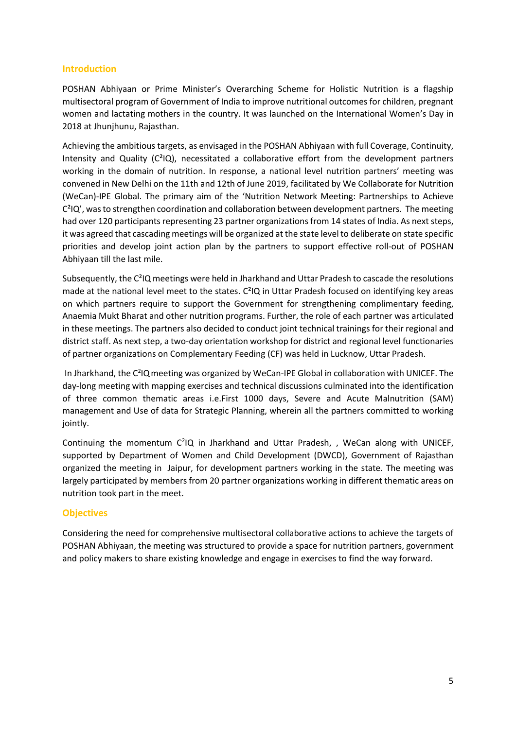## Introduction

POSHAN Abhiyaan or Prime Minister's Overarching Scheme for Holistic Nutrition is a flagship multisectoral program of Government of India to improve nutritional outcomes for children, pregnant women and lactating mothers in the country. It was launched on the International Women's Day in 2018 at Jhunjhunu, Rajasthan.

Achieving the ambitious targets, as envisaged in the POSHAN Abhiyaan with full Coverage, Continuity, Intensity and Quality ($C^2IQ$), necessitated a collaborative effort from the development partners working in the domain of nutrition. In response, a national level nutrition partners' meeting was convened in New Delhi on the 11th and 12th of June 2019, facilitated by We Collaborate for Nutrition (WeCan)-IPE Global. The primary aim of the 'Nutrition Network Meeting: Partnerships to Achieve $C^2IQ$', was to strengthen coordination and collaboration between development partners. The meeting had over 120 participants representing 23 partner organizations from 14 states of India. As next steps, it was agreed that cascading meetings will be organized at the state level to deliberate on state specific priorities and develop joint action plan by the partners to support effective roll-out of POSHAN Abhiyaan till the last mile.

Subsequently, the $C^2IQ$ meetings were held in Jharkhand and Uttar Pradesh to cascade the resolutions made at the national level meet to the states. $C^2IQ$ in Uttar Pradesh focused on identifying key areas on which partners require to support the Government for strengthening complimentary feeding, Anaemia Mukt Bharat and other nutrition programs. Further, the role of each partner was articulated in these meetings. The partners also decided to conduct joint technical trainings for their regional and district staff. As next step, a two-day orientation workshop for district and regional level functionaries of partner organizations on Complementary Feeding (CF) was held in Lucknow, Uttar Pradesh.

In Jharkhand, the $C^2IQ$ meeting was organized by WeCan-IPE Global in collaboration with UNICEF. The day-long meeting with mapping exercises and technical discussions culminated into the identification of three common thematic areas i.e.First 1000 days, Severe and Acute Malnutrition (SAM) management and Use of data for Strategic Planning, wherein all the partners committed to working jointly.

Continuing the momentum $C^2IQ$ in Jharkhand and Uttar Pradesh, , WeCan along with UNICEF, supported by Department of Women and Child Development (DWCD), Government of Rajasthan organized the meeting in Jaipur, for development partners working in the state. The meeting was largely participated by members from 20 partner organizations working in different thematic areas on nutrition took part in the meet.

## Objectives

Considering the need for comprehensive multisectoral collaborative actions to achieve the targets of POSHAN Abhiyaan, the meeting was structured to provide a space for nutrition partners, government and policy makers to share existing knowledge and engage in exercises to find the way forward.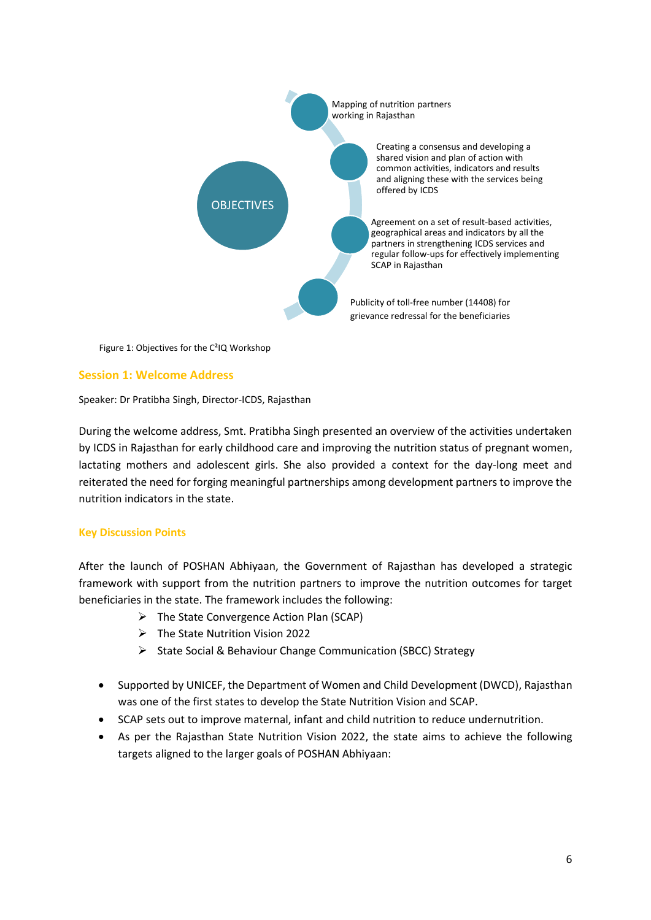OBJECTIVES

Mapping of nutrition partners working in Rajasthan

Creating a consensus and developing a shared vision and plan of action with common activities, indicators and results and aligning these with the services being offered by ICDS

Agreement on a set of result-based activities, geographical areas and indicators by all the partners in strengthening ICDS services and regular follow-ups for effectively implementing SCAP in Rajasthan

Publicity of toll-free number (14408) for grievance redressal for the beneficiaries

Figure 1: Objectives for the C²IQ Workshop

## Session 1: Welcome Address

Speaker: Dr Pratibha Singh, Director-ICDS, Rajasthan

During the welcome address, Smt. Pratibha Singh presented an overview of the activities undertaken by ICDS in Rajasthan for early childhood care and improving the nutrition status of pregnant women, lactating mothers and adolescent girls. She also provided a context for the day-long meet and reiterated the need for forging meaningful partnerships among development partners to improve the nutrition indicators in the state.

### Key Discussion Points

After the launch of POSHAN Abhiyaan, the Government of Rajasthan has developed a strategic framework with support from the nutrition partners to improve the nutrition outcomes for target beneficiaries in the state. The framework includes the following:

- The State Convergence Action Plan (SCAP)
- The State Nutrition Vision 2022
- State Social & Behaviour Change Communication (SBCC) Strategy

- Supported by UNICEF, the Department of Women and Child Development (DWCD), Rajasthan was one of the first states to develop the State Nutrition Vision and SCAP.
- SCAP sets out to improve maternal, infant and child nutrition to reduce undernutrition.
- As per the Rajasthan State Nutrition Vision 2022, the state aims to achieve the following targets aligned to the larger goals of POSHAN Abhiyaan: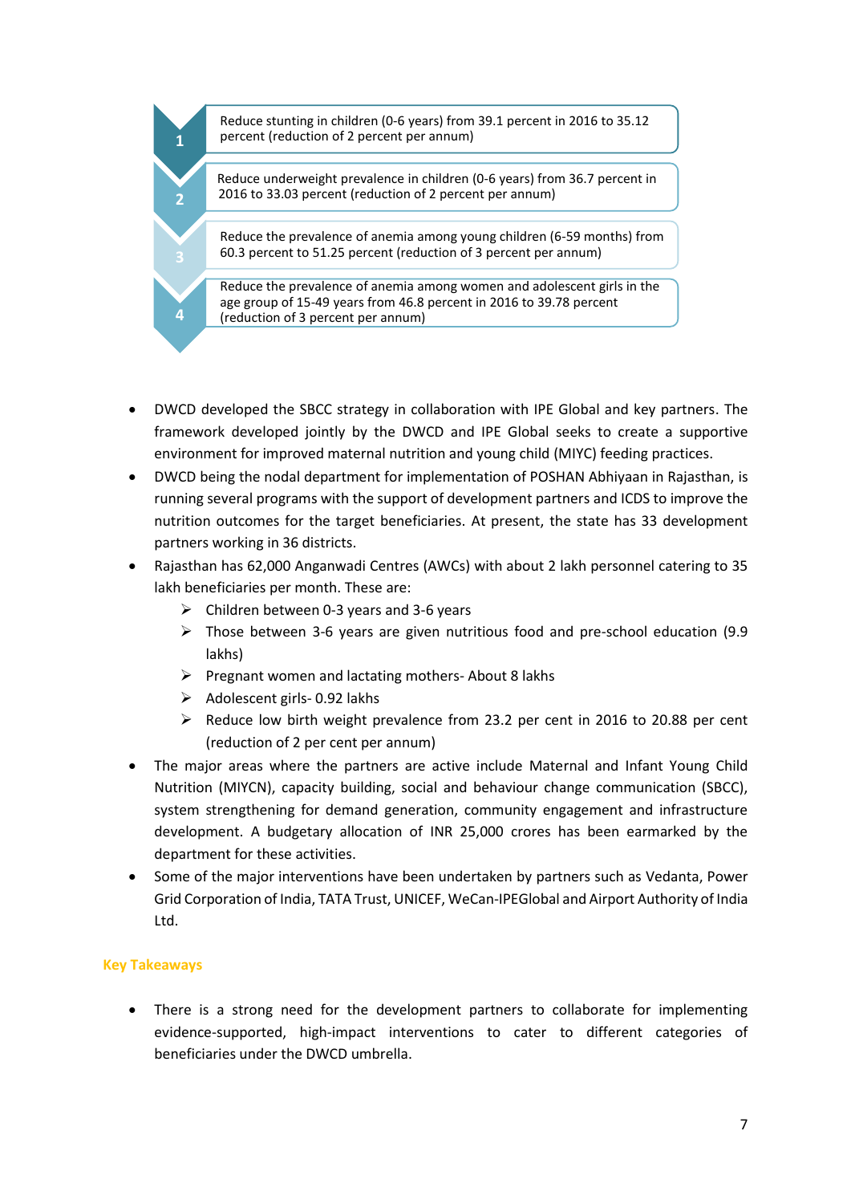1. Reduce stunting in children (0-6 years) from 39.1 percent in 2016 to 35.12 percent (reduction of 2 percent per annum)
2. Reduce underweight prevalence in children (0-6 years) from 36.7 percent in 2016 to 33.03 percent (reduction of 2 percent per annum)
3. Reduce the prevalence of anemia among young children (6-59 months) from 60.3 percent to 51.25 percent (reduction of 3 percent per annum)
4. Reduce the prevalence of anemia among women and adolescent girls in the age group of 15-49 years from 46.8 percent in 2016 to 39.78 percent (reduction of 3 percent per annum)

- DWCD developed the SBCC strategy in collaboration with IPE Global and key partners. The framework developed jointly by the DWCD and IPE Global seeks to create a supportive environment for improved maternal nutrition and young child (MIYC) feeding practices.
- DWCD being the nodal department for implementation of POSHAN Abhiyaan in Rajasthan, is running several programs with the support of development partners and ICDS to improve the nutrition outcomes for the target beneficiaries. At present, the state has 33 development partners working in 36 districts.
- Rajasthan has 62,000 Anganwadi Centres (AWCs) with about 2 lakh personnel catering to 35 lakh beneficiaries per month. These are:
  - Children between 0-3 years and 3-6 years
  - Those between 3-6 years are given nutritious food and pre-school education (9.9 lakhs)
  - Pregnant women and lactating mothers- About 8 lakhs
  - Adolescent girls- 0.92 lakhs
  - Reduce low birth weight prevalence from 23.2 per cent in 2016 to 20.88 per cent (reduction of 2 per cent per annum)
- The major areas where the partners are active include Maternal and Infant Young Child Nutrition (MIYCN), capacity building, social and behaviour change communication (SBCC), system strengthening for demand generation, community engagement and infrastructure development. A budgetary allocation of INR 25,000 crores has been earmarked by the department for these activities.
- Some of the major interventions have been undertaken by partners such as Vedanta, Power Grid Corporation of India, TATA Trust, UNICEF, WeCan-IPEGlobal and Airport Authority of India Ltd.

### Key Takeaways

- There is a strong need for the development partners to collaborate for implementing evidence-supported, high-impact interventions to cater to different categories of beneficiaries under the DWCD umbrella.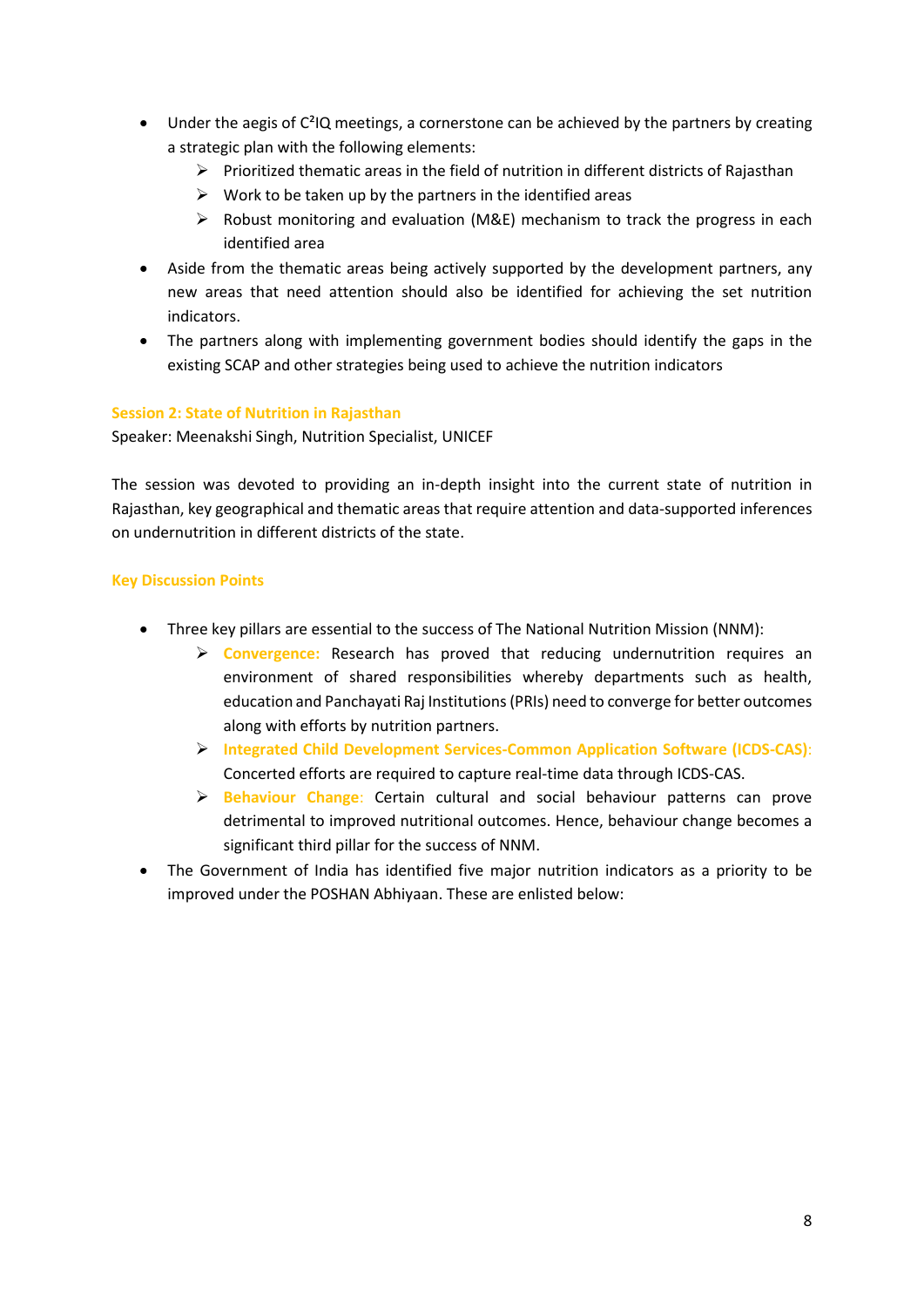- Under the aegis of C²IQ meetings, a cornerstone can be achieved by the partners by creating a strategic plan with the following elements:
  - Prioritized thematic areas in the field of nutrition in different districts of Rajasthan
  - Work to be taken up by the partners in the identified areas
  - Robust monitoring and evaluation (M&E) mechanism to track the progress in each identified area
- Aside from the thematic areas being actively supported by the development partners, any new areas that need attention should also be identified for achieving the set nutrition indicators.
- The partners along with implementing government bodies should identify the gaps in the existing SCAP and other strategies being used to achieve the nutrition indicators

### Session 2: State of Nutrition in Rajasthan

Speaker: Meenakshi Singh, Nutrition Specialist, UNICEF

The session was devoted to providing an in-depth insight into the current state of nutrition in Rajasthan, key geographical and thematic areas that require attention and data-supported inferences on undernutrition in different districts of the state.

### Key Discussion Points

- Three key pillars are essential to the success of The National Nutrition Mission (NNM):
  - **Convergence:** Research has proved that reducing undernutrition requires an environment of shared responsibilities whereby departments such as health, education and Panchayati Raj Institutions (PRIs) need to converge for better outcomes along with efforts by nutrition partners.
  - **Integrated Child Development Services-Common Application Software (ICDS-CAS):** Concerted efforts are required to capture real-time data through ICDS-CAS.
  - **Behaviour Change:** Certain cultural and social behaviour patterns can prove detrimental to improved nutritional outcomes. Hence, behaviour change becomes a significant third pillar for the success of NNM.
- The Government of India has identified five major nutrition indicators as a priority to be improved under the POSHAN Abhiyaan. These are enlisted below: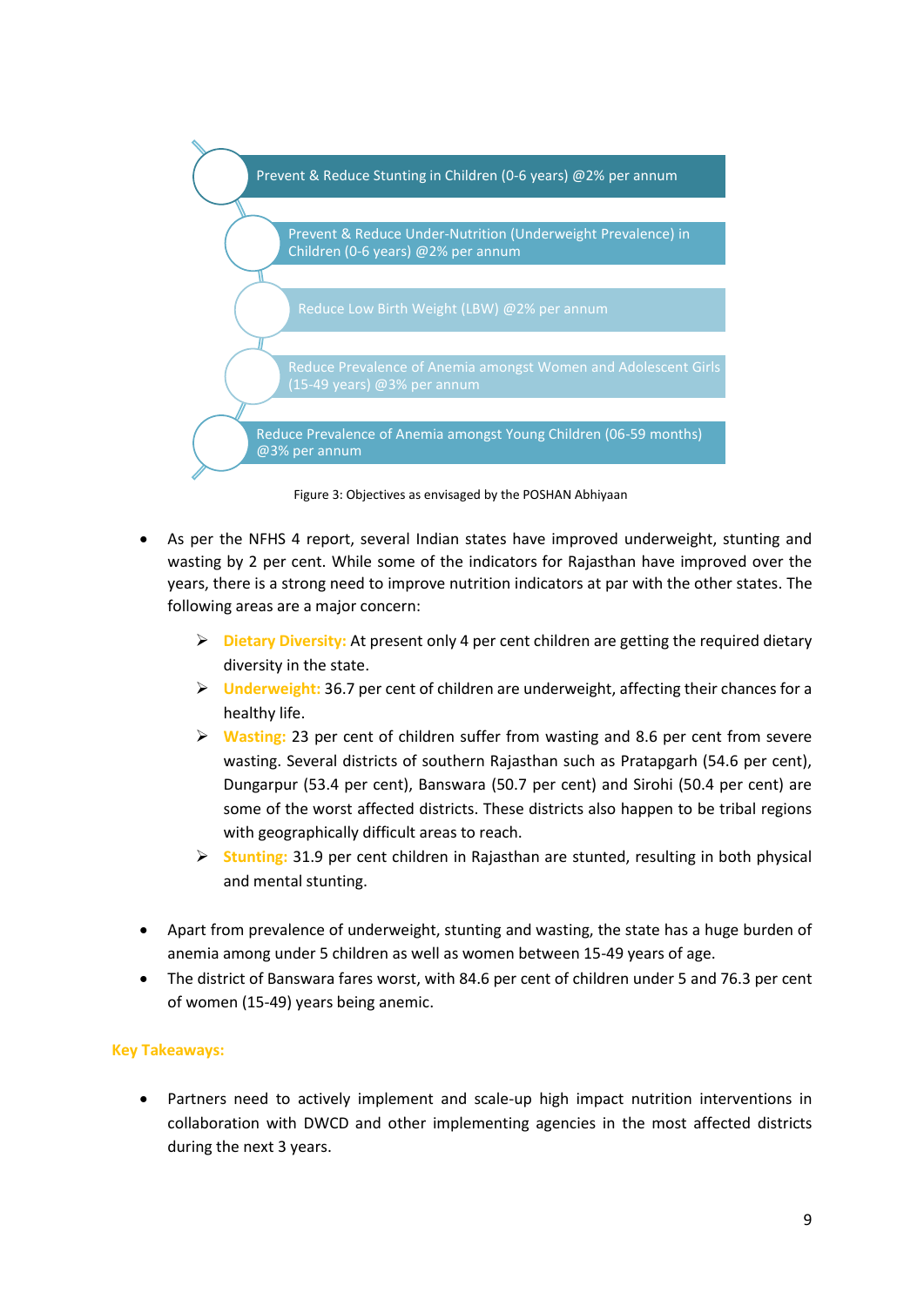Prevent & Reduce Stunting in Children (0-6 years) @2% per annum

Prevent & Reduce Under-Nutrition (Underweight Prevalence) in Children (0-6 years) @2% per annum

Reduce Low Birth Weight (LBW) @2% per annum

Reduce Prevalence of Anemia amongst Women and Adolescent Girls (15-49 years) @3% per annum

Reduce Prevalence of Anemia amongst Young Children (06-59 months) @3% per annum

Figure 3: Objectives as envisaged by the POSHAN Abhiyaan

- As per the NFHS 4 report, several Indian states have improved underweight, stunting and wasting by 2 per cent. While some of the indicators for Rajasthan have improved over the years, there is a strong need to improve nutrition indicators at par with the other states. The following areas are a major concern:
  - **Dietary Diversity:** At present only 4 per cent children are getting the required dietary diversity in the state.
  - **Underweight:** 36.7 per cent of children are underweight, affecting their chances for a healthy life.
  - **Wasting:** 23 per cent of children suffer from wasting and 8.6 per cent from severe wasting. Several districts of southern Rajasthan such as Pratapgarh (54.6 per cent), Dungarpur (53.4 per cent), Banswara (50.7 per cent) and Sirohi (50.4 per cent) are some of the worst affected districts. These districts also happen to be tribal regions with geographically difficult areas to reach.
  - **Stunting:** 31.9 per cent children in Rajasthan are stunted, resulting in both physical and mental stunting.

- Apart from prevalence of underweight, stunting and wasting, the state has a huge burden of anemia among under 5 children as well as women between 15-49 years of age.
- The district of Banswara fares worst, with 84.6 per cent of children under 5 and 76.3 per cent of women (15-49) years being anemic.

**Key Takeaways:**

- Partners need to actively implement and scale-up high impact nutrition interventions in collaboration with DWCD and other implementing agencies in the most affected districts during the next 3 years.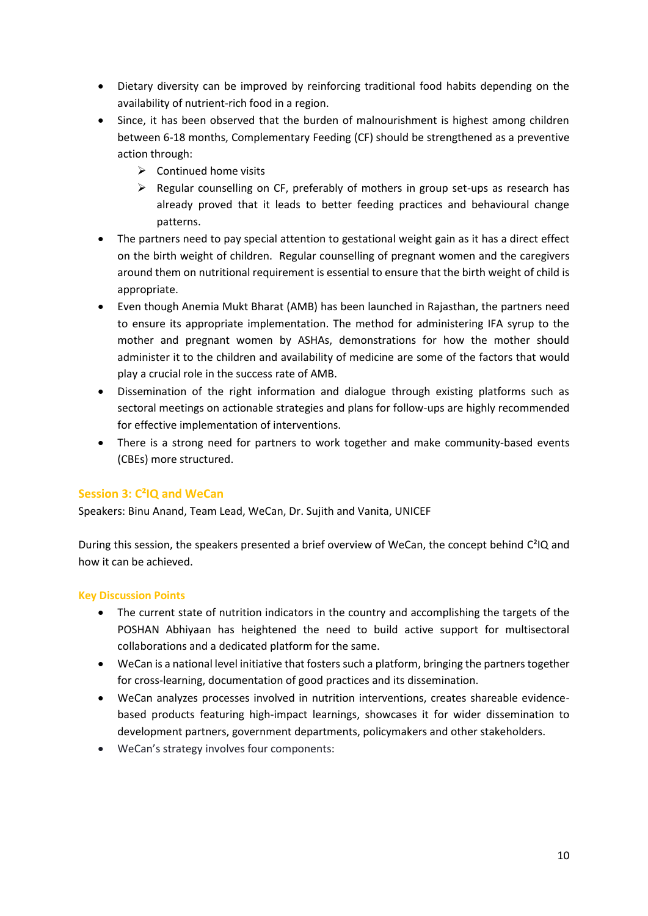- Dietary diversity can be improved by reinforcing traditional food habits depending on the availability of nutrient-rich food in a region.
- Since, it has been observed that the burden of malnourishment is highest among children between 6-18 months, Complementary Feeding (CF) should be strengthened as a preventive action through:
  - Continued home visits
  - Regular counselling on CF, preferably of mothers in group set-ups as research has already proved that it leads to better feeding practices and behavioural change patterns.
- The partners need to pay special attention to gestational weight gain as it has a direct effect on the birth weight of children. Regular counselling of pregnant women and the caregivers around them on nutritional requirement is essential to ensure that the birth weight of child is appropriate.
- Even though Anemia Mukt Bharat (AMB) has been launched in Rajasthan, the partners need to ensure its appropriate implementation. The method for administering IFA syrup to the mother and pregnant women by ASHAs, demonstrations for how the mother should administer it to the children and availability of medicine are some of the factors that would play a crucial role in the success rate of AMB.
- Dissemination of the right information and dialogue through existing platforms such as sectoral meetings on actionable strategies and plans for follow-ups are highly recommended for effective implementation of interventions.
- There is a strong need for partners to work together and make community-based events (CBEs) more structured.

## Session 3: C²IQ and WeCan

Speakers: Binu Anand, Team Lead, WeCan, Dr. Sujith and Vanita, UNICEF

During this session, the speakers presented a brief overview of WeCan, the concept behind C²IQ and how it can be achieved.

### Key Discussion Points

- The current state of nutrition indicators in the country and accomplishing the targets of the POSHAN Abhiyaan has heightened the need to build active support for multisectoral collaborations and a dedicated platform for the same.
- WeCan is a national level initiative that fosters such a platform, bringing the partners together for cross-learning, documentation of good practices and its dissemination.
- WeCan analyzes processes involved in nutrition interventions, creates shareable evidence-based products featuring high-impact learnings, showcases it for wider dissemination to development partners, government departments, policymakers and other stakeholders.
- WeCan's strategy involves four components: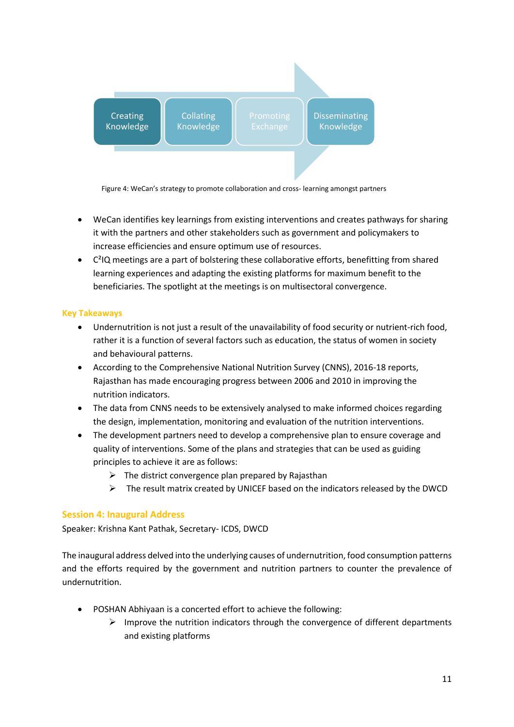Creating Knowledge

Collating Knowledge

Promoting Exchange

Disseminating Knowledge

Figure 4: WeCan's strategy to promote collaboration and cross- learning amongst partners

- WeCan identifies key learnings from existing interventions and creates pathways for sharing it with the partners and other stakeholders such as government and policymakers to increase efficiencies and ensure optimum use of resources.
- C²IQ meetings are a part of bolstering these collaborative efforts, benefitting from shared learning experiences and adapting the existing platforms for maximum benefit to the beneficiaries. The spotlight at the meetings is on multisectoral convergence.

### Key Takeaways

- Undernutrition is not just a result of the unavailability of food security or nutrient-rich food, rather it is a function of several factors such as education, the status of women in society and behavioural patterns.
- According to the Comprehensive National Nutrition Survey (CNNS), 2016-18 reports, Rajasthan has made encouraging progress between 2006 and 2010 in improving the nutrition indicators.
- The data from CNNS needs to be extensively analysed to make informed choices regarding the design, implementation, monitoring and evaluation of the nutrition interventions.
- The development partners need to develop a comprehensive plan to ensure coverage and quality of interventions. Some of the plans and strategies that can be used as guiding principles to achieve it are as follows:
  - The district convergence plan prepared by Rajasthan
  - The result matrix created by UNICEF based on the indicators released by the DWCD

## Session 4: Inaugural Address

Speaker: Krishna Kant Pathak, Secretary- ICDS, DWCD

The inaugural address delved into the underlying causes of undernutrition, food consumption patterns and the efforts required by the government and nutrition partners to counter the prevalence of undernutrition.

- POSHAN Abhiyaan is a concerted effort to achieve the following:
  - Improve the nutrition indicators through the convergence of different departments and existing platforms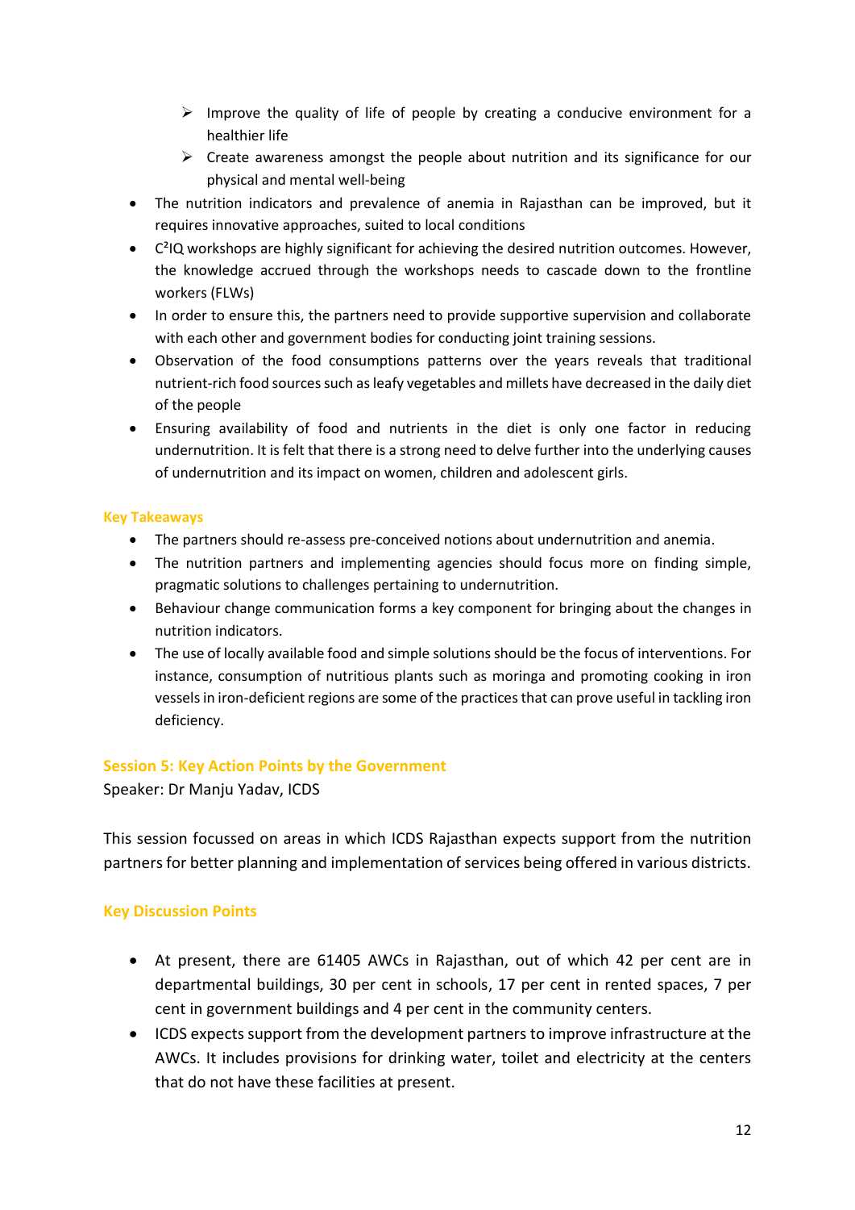- Improve the quality of life of people by creating a conducive environment for a healthier life
    - Create awareness amongst the people about nutrition and its significance for our physical and mental well-being
- The nutrition indicators and prevalence of anemia in Rajasthan can be improved, but it requires innovative approaches, suited to local conditions
- $C^2$IQ workshops are highly significant for achieving the desired nutrition outcomes. However, the knowledge accrued through the workshops needs to cascade down to the frontline workers (FLWs)
- In order to ensure this, the partners need to provide supportive supervision and collaborate with each other and government bodies for conducting joint training sessions.
- Observation of the food consumptions patterns over the years reveals that traditional nutrient-rich food sources such as leafy vegetables and millets have decreased in the daily diet of the people
- Ensuring availability of food and nutrients in the diet is only one factor in reducing undernutrition. It is felt that there is a strong need to delve further into the underlying causes of undernutrition and its impact on women, children and adolescent girls.

### Key Takeaways

- The partners should re-assess pre-conceived notions about undernutrition and anemia.
- The nutrition partners and implementing agencies should focus more on finding simple, pragmatic solutions to challenges pertaining to undernutrition.
- Behaviour change communication forms a key component for bringing about the changes in nutrition indicators.
- The use of locally available food and simple solutions should be the focus of interventions. For instance, consumption of nutritious plants such as moringa and promoting cooking in iron vessels in iron-deficient regions are some of the practices that can prove useful in tackling iron deficiency.

## Session 5: Key Action Points by the Government

Speaker: Dr Manju Yadav, ICDS

This session focussed on areas in which ICDS Rajasthan expects support from the nutrition partners for better planning and implementation of services being offered in various districts.

### Key Discussion Points

- At present, there are 61405 AWCs in Rajasthan, out of which 42 per cent are in departmental buildings, 30 per cent in schools, 17 per cent in rented spaces, 7 per cent in government buildings and 4 per cent in the community centers.
- ICDS expects support from the development partners to improve infrastructure at the AWCs. It includes provisions for drinking water, toilet and electricity at the centers that do not have these facilities at present.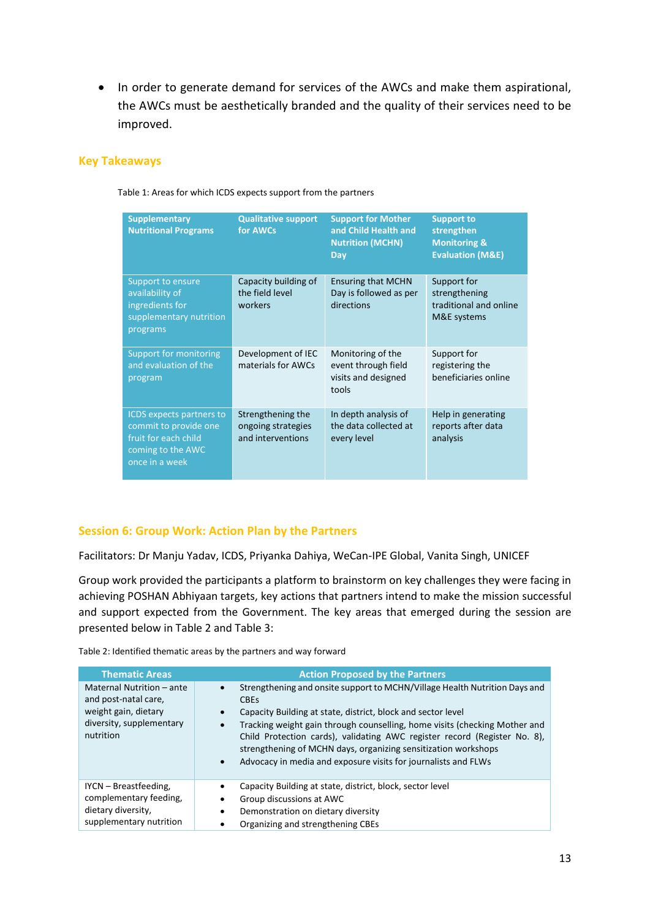- In order to generate demand for services of the AWCs and make them aspirational, the AWCs must be aesthetically branded and the quality of their services need to be improved.

## Key Takeaways

Table 1: Areas for which ICDS expects support from the partners

| Supplementary Nutritional Programs | Qualitative support for AWCs | Support for Mother and Child Health and Nutrition (MCHN) Day | Support to strengthen Monitoring & Evaluation (M&E) |
|---|---|---|---|
| Support to ensure availability of ingredients for supplementary nutrition programs | Capacity building of the field level workers | Ensuring that MCHN Day is followed as per directions | Support for strengthening traditional and online M&E systems |
| Support for monitoring and evaluation of the program | Development of IEC materials for AWCs | Monitoring of the event through field visits and designed tools | Support for registering the beneficiaries online |
| ICDS expects partners to commit to provide one fruit for each child coming to the AWC once in a week | Strengthening the ongoing strategies and interventions | In depth analysis of the data collected at every level | Help in generating reports after data analysis |

## Session 6: Group Work: Action Plan by the Partners

Facilitators: Dr Manju Yadav, ICDS, Priyanka Dahiya, WeCan-IPE Global, Vanita Singh, UNICEF

Group work provided the participants a platform to brainstorm on key challenges they were facing in achieving POSHAN Abhiyaan targets, key actions that partners intend to make the mission successful and support expected from the Government. The key areas that emerged during the session are presented below in Table 2 and Table 3:

Table 2: Identified thematic areas by the partners and way forward

| Thematic Areas | Action Proposed by the Partners |
|---|---|
| Maternal Nutrition – ante and post-natal care, weight gain, dietary diversity, supplementary nutrition | • Strengthening and onsite support to MCHN/Village Health Nutrition Days and CBEs<br>• Capacity Building at state, district, block and sector level<br>• Tracking weight gain through counselling, home visits (checking Mother and Child Protection cards), validating AWC register record (Register No. 8), strengthening of MCHN days, organizing sensitization workshops<br>• Advocacy in media and exposure visits for journalists and FLWs |
| IYCN – Breastfeeding, complementary feeding, dietary diversity, supplementary nutrition | • Capacity Building at state, district, block, sector level<br>• Group discussions at AWC<br>• Demonstration on dietary diversity<br>• Organizing and strengthening CBEs |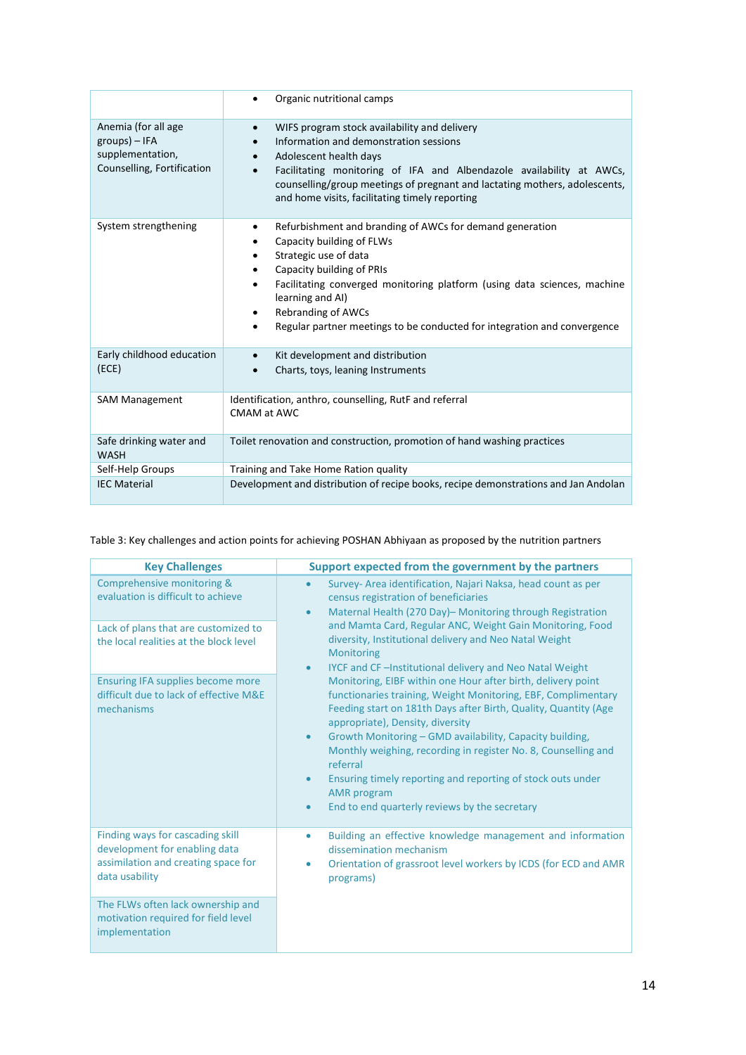| | |
|---|---|
| | • Organic nutritional camps |
| Anemia (for all age groups) – IFA supplementation, Counselling, Fortification | • WIFS program stock availability and delivery<br>• Information and demonstration sessions<br>• Adolescent health days<br>• Facilitating monitoring of IFA and Albendazole availability at AWCs, counselling/group meetings of pregnant and lactating mothers, adolescents, and home visits, facilitating timely reporting |
| System strengthening | • Refurbishment and branding of AWCs for demand generation<br>• Capacity building of FLWs<br>• Strategic use of data<br>• Capacity building of PRIs<br>• Facilitating converged monitoring platform (using data sciences, machine learning and AI)<br>• Rebranding of AWCs<br>• Regular partner meetings to be conducted for integration and convergence |
| Early childhood education (ECE) | • Kit development and distribution<br>• Charts, toys, leaning Instruments |
| SAM Management | Identification, anthro, counselling, RutF and referral<br>CMAM at AWC |
| Safe drinking water and WASH | Toilet renovation and construction, promotion of hand washing practices |
| Self-Help Groups | Training and Take Home Ration quality |
| IEC Material | Development and distribution of recipe books, recipe demonstrations and Jan Andolan |

Table 3: Key challenges and action points for achieving POSHAN Abhiyaan as proposed by the nutrition partners

| Key Challenges | Support expected from the government by the partners |
|---|---|
| Comprehensive monitoring & evaluation is difficult to achieve<br><br>Lack of plans that are customized to the local realities at the block level<br><br>Ensuring IFA supplies become more difficult due to lack of effective M&E mechanisms | • Survey- Area identification, Najari Naksa, head count as per census registration of beneficiaries<br>• Maternal Health (270 Day)– Monitoring through Registration and Mamta Card, Regular ANC, Weight Gain Monitoring, Food diversity, Institutional delivery and Neo Natal Weight Monitoring<br>• IYCF and CF –Institutional delivery and Neo Natal Weight Monitoring, EIBF within one Hour after birth, delivery point functionaries training, Weight Monitoring, EBF, Complimentary Feeding start on 181th Days after Birth, Quality, Quantity (Age appropriate), Density, diversity<br>• Growth Monitoring – GMD availability, Capacity building, Monthly weighing, recording in register No. 8, Counselling and referral<br>• Ensuring timely reporting and reporting of stock outs under AMR program<br>• End to end quarterly reviews by the secretary |
| Finding ways for cascading skill development for enabling data assimilation and creating space for data usability<br><br>The FLWs often lack ownership and motivation required for field level implementation | • Building an effective knowledge management and information dissemination mechanism<br>• Orientation of grassroot level workers by ICDS (for ECD and AMR programs) |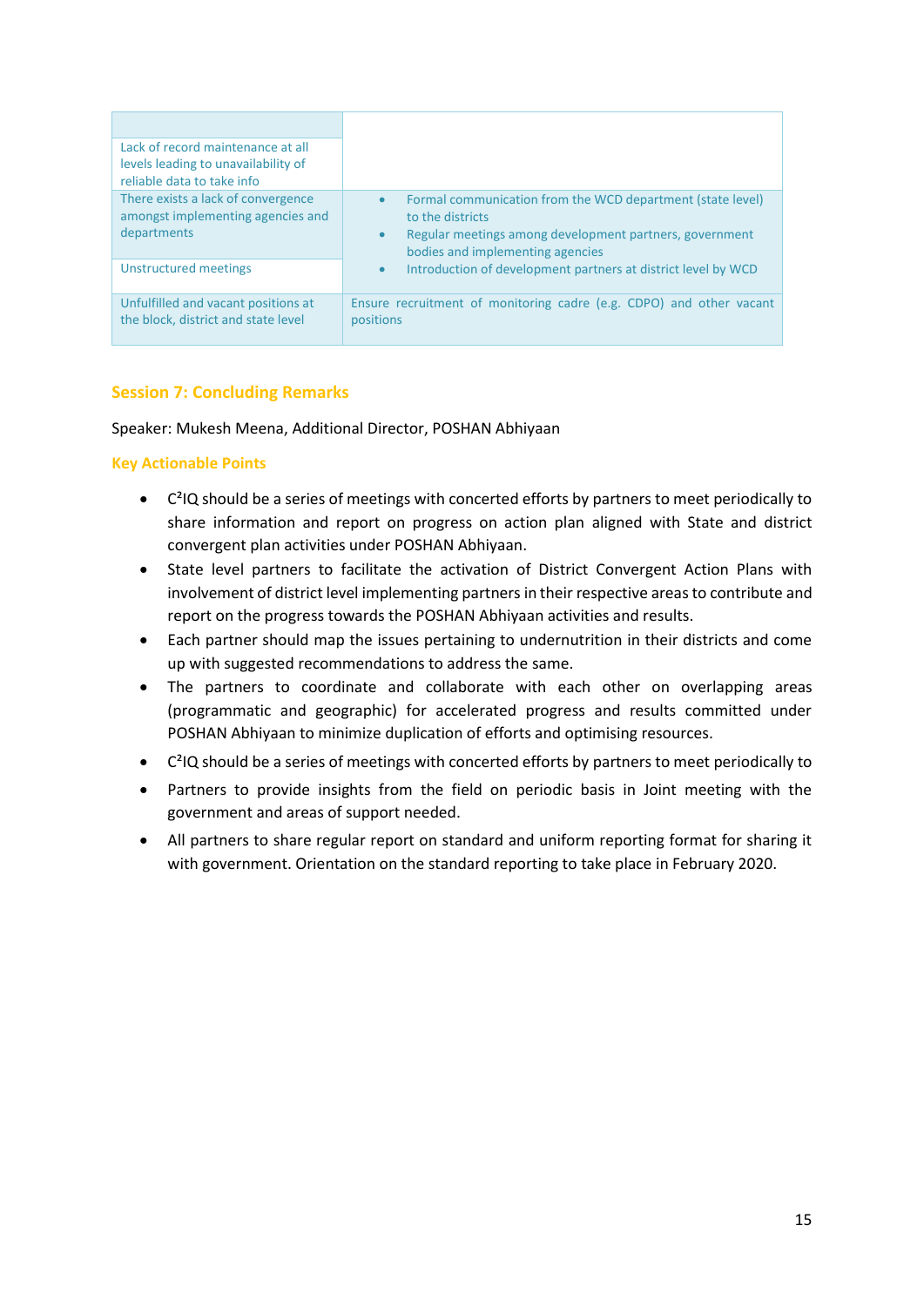| | |
|---|---|
| | |
| Lack of record maintenance at all levels leading to unavailability of reliable data to take info | |
| There exists a lack of convergence amongst implementing agencies and departments | • Formal communication from the WCD department (state level) to the districts<br>• Regular meetings among development partners, government bodies and implementing agencies<br>• Introduction of development partners at district level by WCD |
| Unstructured meetings | |
| Unfulfilled and vacant positions at the block, district and state level | Ensure recruitment of monitoring cadre (e.g. CDPO) and other vacant positions |

## Session 7: Concluding Remarks

Speaker: Mukesh Meena, Additional Director, POSHAN Abhiyaan

### Key Actionable Points

- $C^2$IQ should be a series of meetings with concerted efforts by partners to meet periodically to share information and report on progress on action plan aligned with State and district convergent plan activities under POSHAN Abhiyaan.
- State level partners to facilitate the activation of District Convergent Action Plans with involvement of district level implementing partners in their respective areas to contribute and report on the progress towards the POSHAN Abhiyaan activities and results.
- Each partner should map the issues pertaining to undernutrition in their districts and come up with suggested recommendations to address the same.
- The partners to coordinate and collaborate with each other on overlapping areas (programmatic and geographic) for accelerated progress and results committed under POSHAN Abhiyaan to minimize duplication of efforts and optimising resources.
- $C^2$IQ should be a series of meetings with concerted efforts by partners to meet periodically to
- Partners to provide insights from the field on periodic basis in Joint meeting with the government and areas of support needed.
- All partners to share regular report on standard and uniform reporting format for sharing it with government. Orientation on the standard reporting to take place in February 2020.